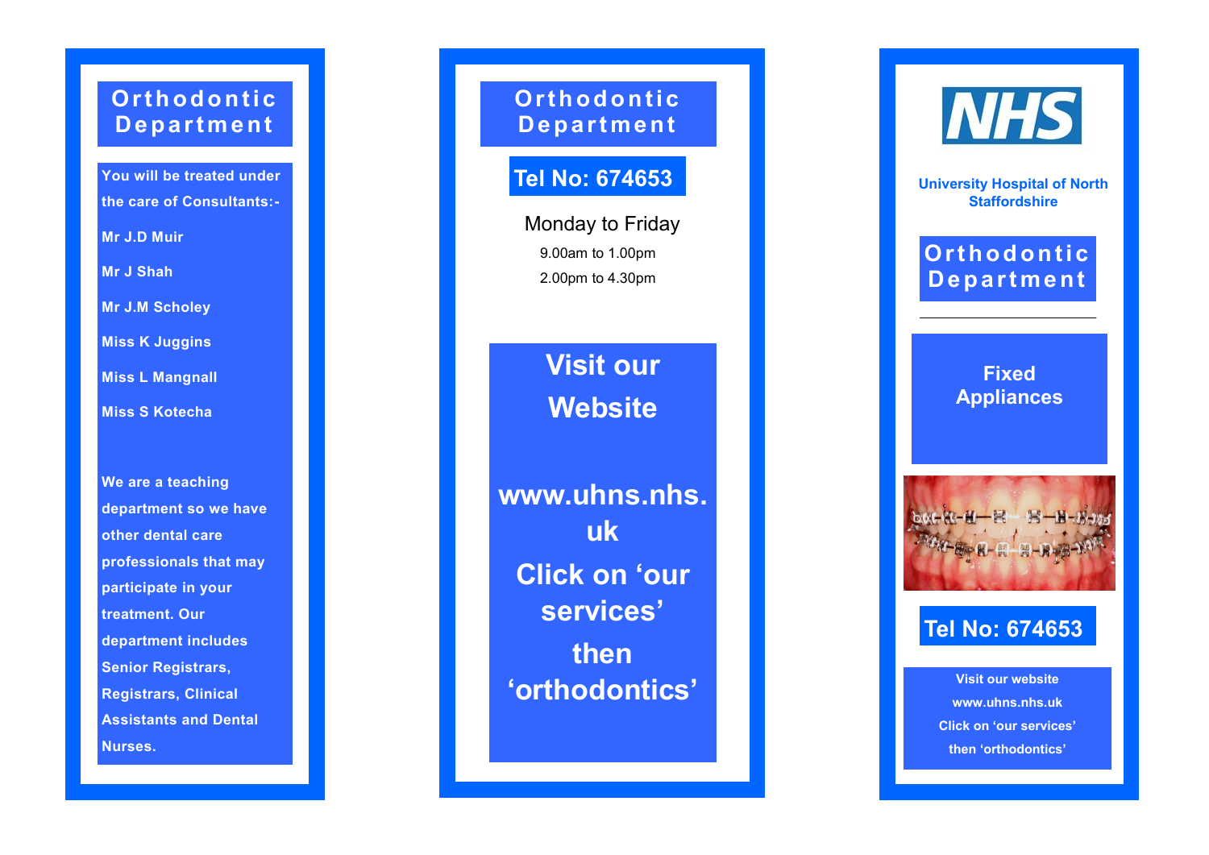# Orthodontic Department

**You will be treated under the care of Consultants:-**

**Mr J.D Muir**

**Mr J Shah**

**Mr J.M Scholey**

**Miss K Juggins**

**Miss L Mangnall**

**Miss S Kotecha**

**We are a teaching department so we have other dental care professionals that may participate in your treatment. Our department includes Senior Registrars, Registrars, Clinical Assistants and Dental Nurses.**

# Orthodontic Department

## Tel No: 674653

Monday to Friday

9.00am to 1.00pm

2.00pm to 4.30pm

## Visit our Website

## www.uhns.nhs.uk

## Click on ‘our services’ then ‘orthodontics’

NHS

**University Hospital of North Staffordshire**

# Orthodontic Department

## Fixed Appliances

## Tel No: 674653

**Visit our website**
**www.uhns.nhs.uk**
**Click on ‘our services’ then ‘orthodontics’**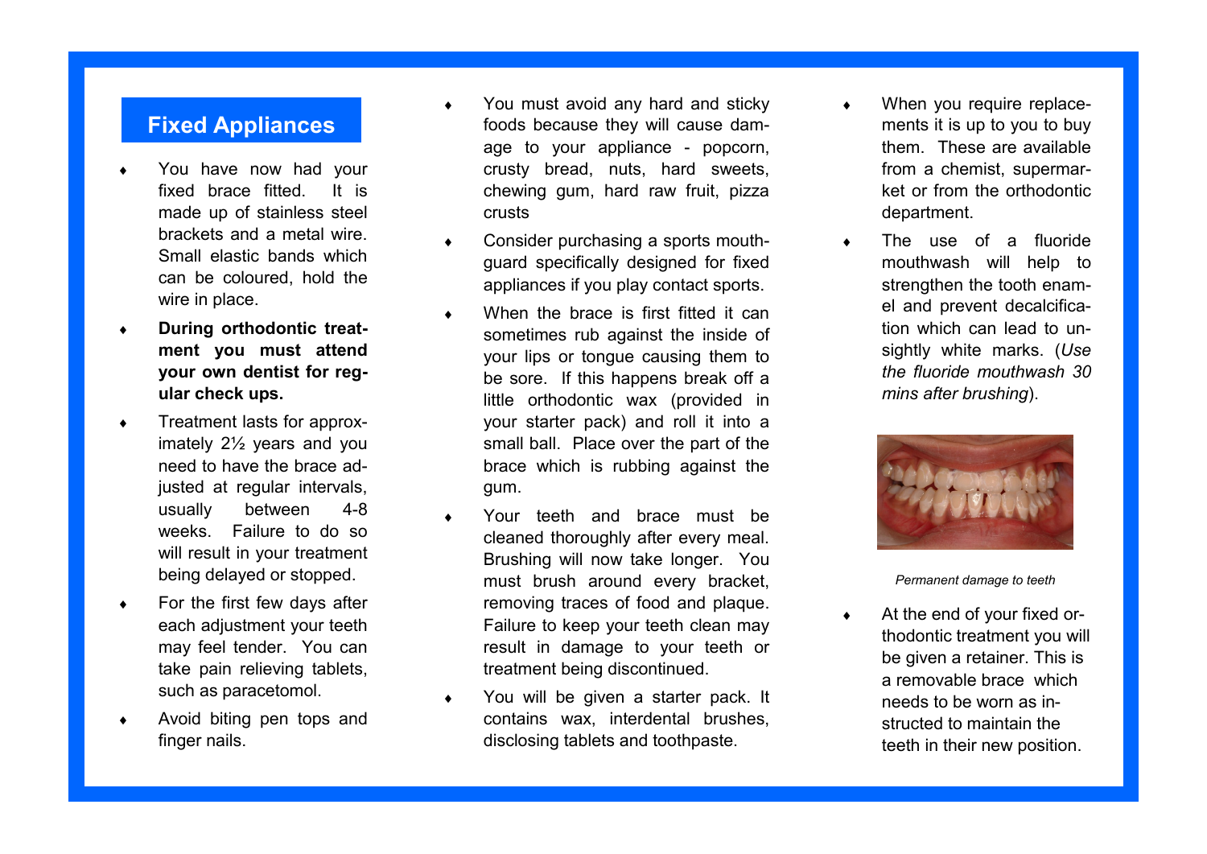## Fixed Appliances

- You have now had your fixed brace fitted. It is made up of stainless steel brackets and a metal wire. Small elastic bands which can be coloured, hold the wire in place.
- **During orthodontic treatment you must attend your own dentist for regular check ups.**
- Treatment lasts for approximately 2½ years and you need to have the brace adjusted at regular intervals, usually between 4-8 weeks. Failure to do so will result in your treatment being delayed or stopped.
- For the first few days after each adjustment your teeth may feel tender. You can take pain relieving tablets, such as paracetomol.
- Avoid biting pen tops and finger nails.
- You must avoid any hard and sticky foods because they will cause damage to your appliance - popcorn, crusty bread, nuts, hard sweets, chewing gum, hard raw fruit, pizza crusts
- Consider purchasing a sports mouthguard specifically designed for fixed appliances if you play contact sports.
- When the brace is first fitted it can sometimes rub against the inside of your lips or tongue causing them to be sore. If this happens break off a little orthodontic wax (provided in your starter pack) and roll it into a small ball. Place over the part of the brace which is rubbing against the gum.
- Your teeth and brace must be cleaned thoroughly after every meal. Brushing will now take longer. You must brush around every bracket, removing traces of food and plaque. Failure to keep your teeth clean may result in damage to your teeth or treatment being discontinued.
- You will be given a starter pack. It contains wax, interdental brushes, disclosing tablets and toothpaste.
- When you require replacements it is up to you to buy them. These are available from a chemist, supermarket or from the orthodontic department.
- The use of a fluoride mouthwash will help to strengthen the tooth enamel and prevent decalcification which can lead to unsightly white marks. (*Use the fluoride mouthwash 30 mins after brushing*).

*Permanent damage to teeth*

- At the end of your fixed orthodontic treatment you will be given a retainer. This is a removable brace which needs to be worn as instructed to maintain the teeth in their new position.